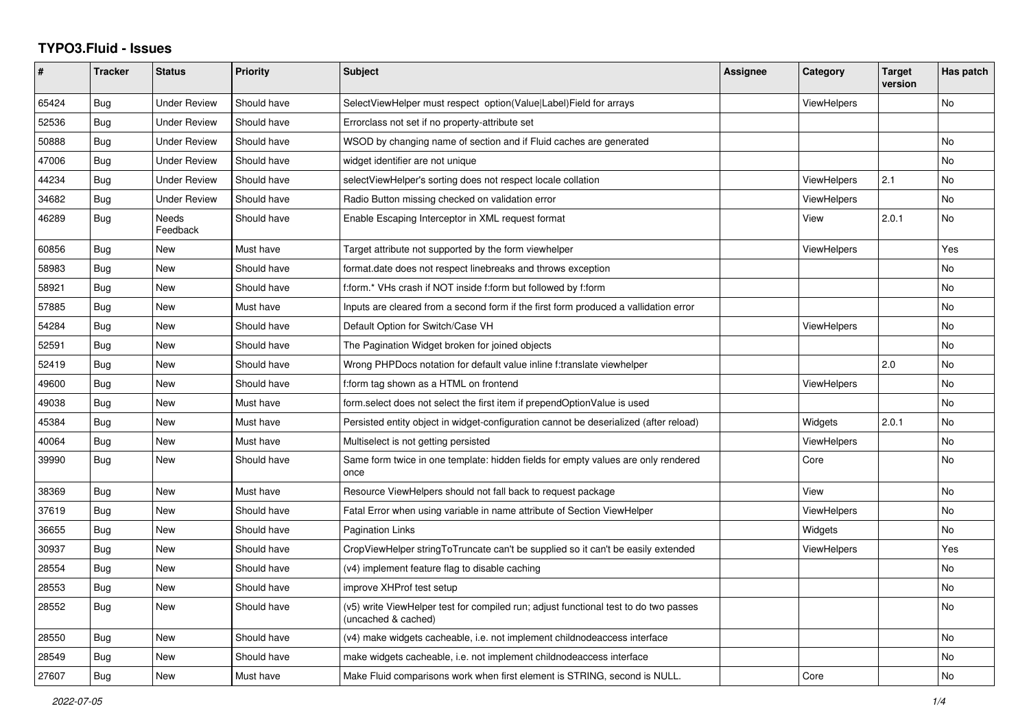# TYPO3.Fluid - Issues

| # | Tracker | Status | Priority | Subject | Assignee | Category | Target version | Has patch |
|---|---|---|---|---|---|---|---|---|
| 65424 | Bug | Under Review | Should have | SelectViewHelper must respect option(Value\|Label)Field for arrays | | ViewHelpers | | No |
| 52536 | Bug | Under Review | Should have | Errorclass not set if no property-attribute set | | | | |
| 50888 | Bug | Under Review | Should have | WSOD by changing name of section and if Fluid caches are generated | | | | No |
| 47006 | Bug | Under Review | Should have | widget identifier are not unique | | | | No |
| 44234 | Bug | Under Review | Should have | selectViewHelper's sorting does not respect locale collation | | ViewHelpers | 2.1 | No |
| 34682 | Bug | Under Review | Should have | Radio Button missing checked on validation error | | ViewHelpers | | No |
| 46289 | Bug | Needs Feedback | Should have | Enable Escaping Interceptor in XML request format | | View | 2.0.1 | No |
| 60856 | Bug | New | Must have | Target attribute not supported by the form viewhelper | | ViewHelpers | | Yes |
| 58983 | Bug | New | Should have | format.date does not respect linebreaks and throws exception | | | | No |
| 58921 | Bug | New | Should have | f:form.* VHs crash if NOT inside f:form but followed by f:form | | | | No |
| 57885 | Bug | New | Must have | Inputs are cleared from a second form if the first form produced a vallidation error | | | | No |
| 54284 | Bug | New | Should have | Default Option for Switch/Case VH | | ViewHelpers | | No |
| 52591 | Bug | New | Should have | The Pagination Widget broken for joined objects | | | | No |
| 52419 | Bug | New | Should have | Wrong PHPDocs notation for default value inline f:translate viewhelper | | | 2.0 | No |
| 49600 | Bug | New | Should have | f:form tag shown as a HTML on frontend | | ViewHelpers | | No |
| 49038 | Bug | New | Must have | form.select does not select the first item if prependOptionValue is used | | | | No |
| 45384 | Bug | New | Must have | Persisted entity object in widget-configuration cannot be deserialized (after reload) | | Widgets | 2.0.1 | No |
| 40064 | Bug | New | Must have | Multiselect is not getting persisted | | ViewHelpers | | No |
| 39990 | Bug | New | Should have | Same form twice in one template: hidden fields for empty values are only rendered once | | Core | | No |
| 38369 | Bug | New | Must have | Resource ViewHelpers should not fall back to request package | | View | | No |
| 37619 | Bug | New | Should have | Fatal Error when using variable in name attribute of Section ViewHelper | | ViewHelpers | | No |
| 36655 | Bug | New | Should have | Pagination Links | | Widgets | | No |
| 30937 | Bug | New | Should have | CropViewHelper stringToTruncate can't be supplied so it can't be easily extended | | ViewHelpers | | Yes |
| 28554 | Bug | New | Should have | (v4) implement feature flag to disable caching | | | | No |
| 28553 | Bug | New | Should have | improve XHProf test setup | | | | No |
| 28552 | Bug | New | Should have | (v5) write ViewHelper test for compiled run; adjust functional test to do two passes (uncached & cached) | | | | No |
| 28550 | Bug | New | Should have | (v4) make widgets cacheable, i.e. not implement childnodeaccess interface | | | | No |
| 28549 | Bug | New | Should have | make widgets cacheable, i.e. not implement childnodeaccess interface | | | | No |
| 27607 | Bug | New | Must have | Make Fluid comparisons work when first element is STRING, second is NULL. | | Core | | No |

*2022-07-05*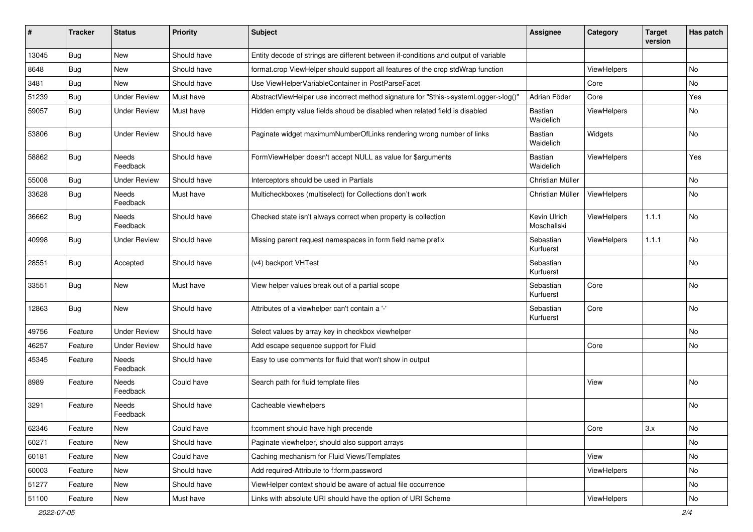| # | Tracker | Status | Priority | Subject | Assignee | Category | Target version | Has patch |
|---|---|---|---|---|---|---|---|---|
| 13045 | Bug | New | Should have | Entity decode of strings are different between if-conditions and output of variable | | | | |
| 8648 | Bug | New | Should have | format.crop ViewHelper should support all features of the crop stdWrap function | | ViewHelpers | | No |
| 3481 | Bug | New | Should have | Use ViewHelperVariableContainer in PostParseFacet | | Core | | No |
| 51239 | Bug | Under Review | Must have | AbstractViewHelper use incorrect method signature for "$this->systemLogger->log()" | Adrian Föder | Core | | Yes |
| 59057 | Bug | Under Review | Must have | Hidden empty value fields shoud be disabled when related field is disabled | Bastian Waidelich | ViewHelpers | | No |
| 53806 | Bug | Under Review | Should have | Paginate widget maximumNumberOfLinks rendering wrong number of links | Bastian Waidelich | Widgets | | No |
| 58862 | Bug | Needs Feedback | Should have | FormViewHelper doesn't accept NULL as value for $arguments | Bastian Waidelich | ViewHelpers | | Yes |
| 55008 | Bug | Under Review | Should have | Interceptors should be used in Partials | Christian Müller | | | No |
| 33628 | Bug | Needs Feedback | Must have | Multicheckboxes (multiselect) for Collections don't work | Christian Müller | ViewHelpers | | No |
| 36662 | Bug | Needs Feedback | Should have | Checked state isn't always correct when property is collection | Kevin Ulrich Moschallski | ViewHelpers | 1.1.1 | No |
| 40998 | Bug | Under Review | Should have | Missing parent request namespaces in form field name prefix | Sebastian Kurfuerst | ViewHelpers | 1.1.1 | No |
| 28551 | Bug | Accepted | Should have | (v4) backport VHTest | Sebastian Kurfuerst | | | No |
| 33551 | Bug | New | Must have | View helper values break out of a partial scope | Sebastian Kurfuerst | Core | | No |
| 12863 | Bug | New | Should have | Attributes of a viewhelper can't contain a '-' | Sebastian Kurfuerst | Core | | No |
| 49756 | Feature | Under Review | Should have | Select values by array key in checkbox viewhelper | | | | No |
| 46257 | Feature | Under Review | Should have | Add escape sequence support for Fluid | | Core | | No |
| 45345 | Feature | Needs Feedback | Should have | Easy to use comments for fluid that won't show in output | | | | |
| 8989 | Feature | Needs Feedback | Could have | Search path for fluid template files | | View | | No |
| 3291 | Feature | Needs Feedback | Should have | Cacheable viewhelpers | | | | No |
| 62346 | Feature | New | Could have | f:comment should have high precende | | Core | 3.x | No |
| 60271 | Feature | New | Should have | Paginate viewhelper, should also support arrays | | | | No |
| 60181 | Feature | New | Could have | Caching mechanism for Fluid Views/Templates | | View | | No |
| 60003 | Feature | New | Should have | Add required-Attribute to f:form.password | | ViewHelpers | | No |
| 51277 | Feature | New | Should have | ViewHelper context should be aware of actual file occurrence | | | | No |
| 51100 | Feature | New | Must have | Links with absolute URI should have the option of URI Scheme | | ViewHelpers | | No |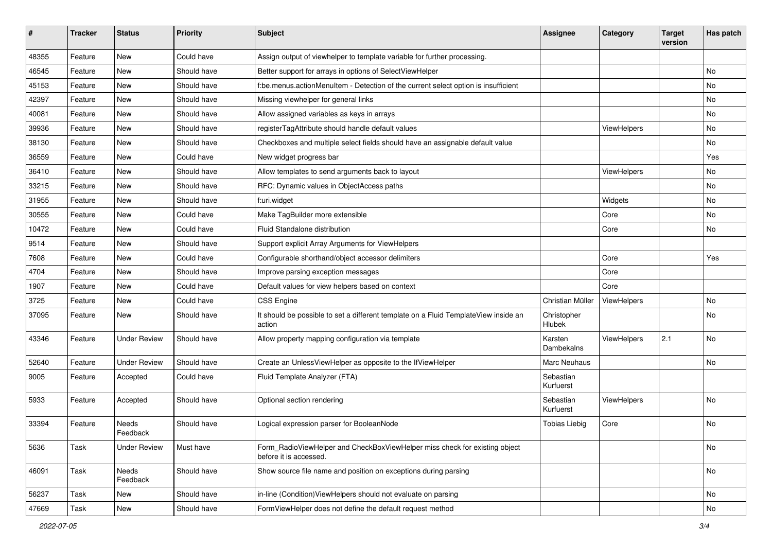| # | Tracker | Status | Priority | Subject | Assignee | Category | Target version | Has patch |
|---|---|---|---|---|---|---|---|---|
| 48355 | Feature | New | Could have | Assign output of viewhelper to template variable for further processing. | | | | |
| 46545 | Feature | New | Should have | Better support for arrays in options of SelectViewHelper | | | | No |
| 45153 | Feature | New | Should have | f:be.menus.actionMenuItem - Detection of the current select option is insufficient | | | | No |
| 42397 | Feature | New | Should have | Missing viewhelper for general links | | | | No |
| 40081 | Feature | New | Should have | Allow assigned variables as keys in arrays | | | | No |
| 39936 | Feature | New | Should have | registerTagAttribute should handle default values | | ViewHelpers | | No |
| 38130 | Feature | New | Should have | Checkboxes and multiple select fields should have an assignable default value | | | | No |
| 36559 | Feature | New | Could have | New widget progress bar | | | | Yes |
| 36410 | Feature | New | Should have | Allow templates to send arguments back to layout | | ViewHelpers | | No |
| 33215 | Feature | New | Should have | RFC: Dynamic values in ObjectAccess paths | | | | No |
| 31955 | Feature | New | Should have | f:uri.widget | | Widgets | | No |
| 30555 | Feature | New | Could have | Make TagBuilder more extensible | | Core | | No |
| 10472 | Feature | New | Could have | Fluid Standalone distribution | | Core | | No |
| 9514 | Feature | New | Should have | Support explicit Array Arguments for ViewHelpers | | | | |
| 7608 | Feature | New | Could have | Configurable shorthand/object accessor delimiters | | Core | | Yes |
| 4704 | Feature | New | Should have | Improve parsing exception messages | | Core | | |
| 1907 | Feature | New | Could have | Default values for view helpers based on context | | Core | | |
| 3725 | Feature | New | Could have | CSS Engine | Christian Müller | ViewHelpers | | No |
| 37095 | Feature | New | Should have | It should be possible to set a different template on a Fluid TemplateView inside an action | Christopher Hlubek | | | No |
| 43346 | Feature | Under Review | Should have | Allow property mapping configuration via template | Karsten Dambekalns | ViewHelpers | 2.1 | No |
| 52640 | Feature | Under Review | Should have | Create an UnlessViewHelper as opposite to the IfViewHelper | Marc Neuhaus | | | No |
| 9005 | Feature | Accepted | Could have | Fluid Template Analyzer (FTA) | Sebastian Kurfuerst | | | |
| 5933 | Feature | Accepted | Should have | Optional section rendering | Sebastian Kurfuerst | ViewHelpers | | No |
| 33394 | Feature | Needs Feedback | Should have | Logical expression parser for BooleanNode | Tobias Liebig | Core | | No |
| 5636 | Task | Under Review | Must have | Form_RadioViewHelper and CheckBoxViewHelper miss check for existing object before it is accessed. | | | | No |
| 46091 | Task | Needs Feedback | Should have | Show source file name and position on exceptions during parsing | | | | No |
| 56237 | Task | New | Should have | in-line (Condition)ViewHelpers should not evaluate on parsing | | | | No |
| 47669 | Task | New | Should have | FormViewHelper does not define the default request method | | | | No |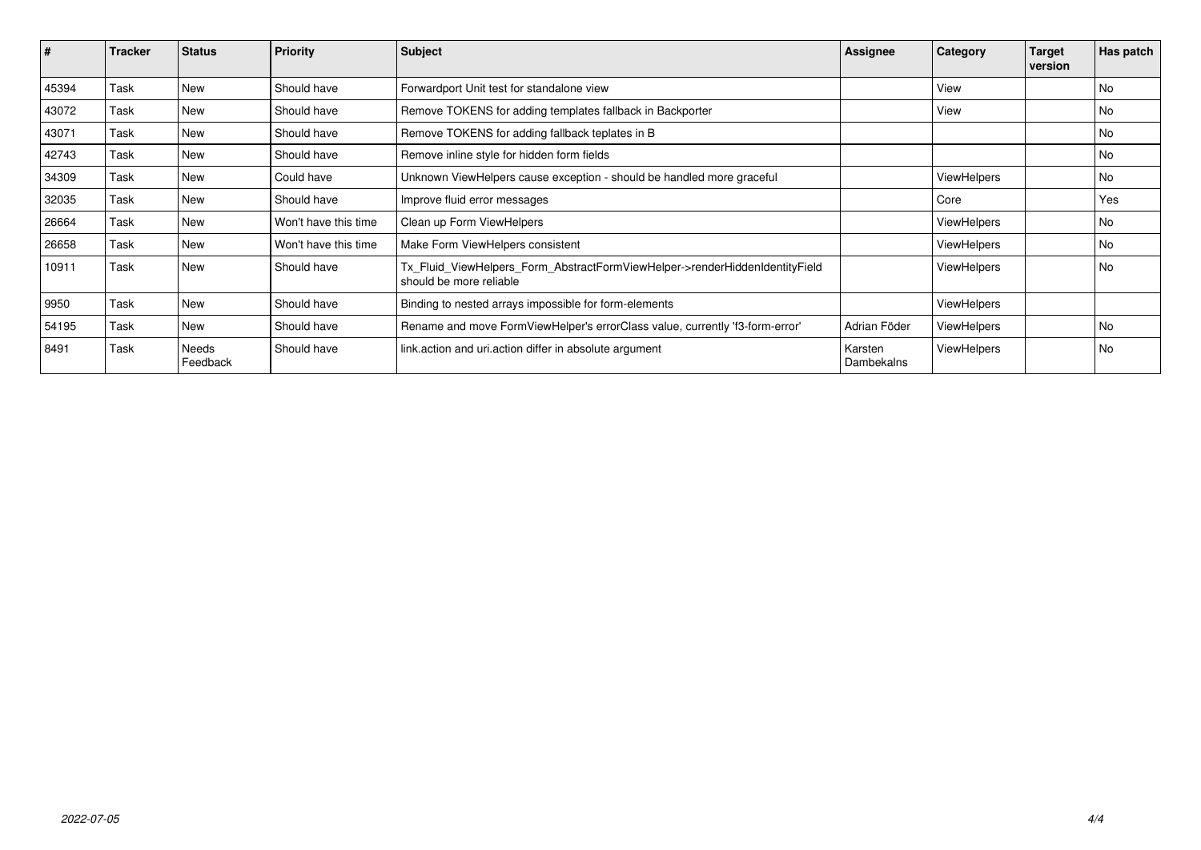| # | Tracker | Status | Priority | Subject | Assignee | Category | Target version | Has patch |
|---|---|---|---|---|---|---|---|---|
| 45394 | Task | New | Should have | Forwardport Unit test for standalone view | | View | | No |
| 43072 | Task | New | Should have | Remove TOKENS for adding templates fallback in Backporter | | View | | No |
| 43071 | Task | New | Should have | Remove TOKENS for adding fallback teplates in B | | | | No |
| 42743 | Task | New | Should have | Remove inline style for hidden form fields | | | | No |
| 34309 | Task | New | Could have | Unknown ViewHelpers cause exception - should be handled more graceful | | ViewHelpers | | No |
| 32035 | Task | New | Should have | Improve fluid error messages | | Core | | Yes |
| 26664 | Task | New | Won't have this time | Clean up Form ViewHelpers | | ViewHelpers | | No |
| 26658 | Task | New | Won't have this time | Make Form ViewHelpers consistent | | ViewHelpers | | No |
| 10911 | Task | New | Should have | Tx_Fluid_ViewHelpers_Form_AbstractFormViewHelper->renderHiddenIdentityField should be more reliable | | ViewHelpers | | No |
| 9950 | Task | New | Should have | Binding to nested arrays impossible for form-elements | | ViewHelpers | | |
| 54195 | Task | New | Should have | Rename and move FormViewHelper's errorClass value, currently 'f3-form-error' | Adrian Föder | ViewHelpers | | No |
| 8491 | Task | Needs Feedback | Should have | link.action and uri.action differ in absolute argument | Karsten Dambekalns | ViewHelpers | | No |